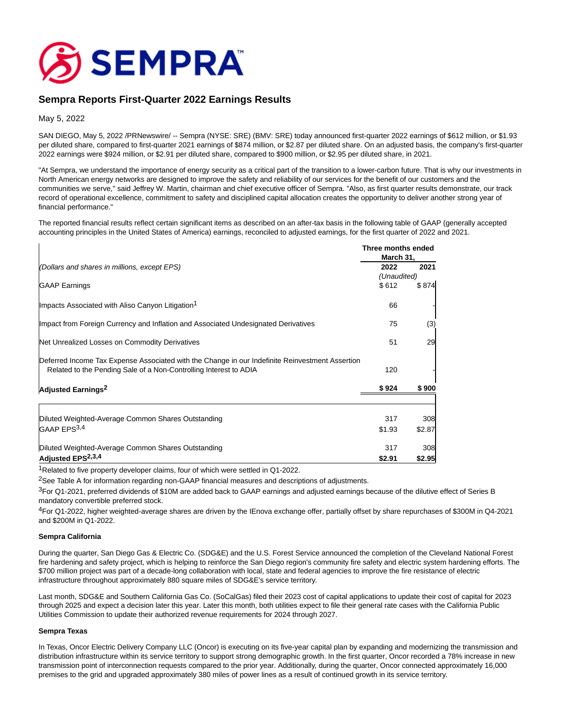# Sempra Reports First-Quarter 2022 Earnings Results

May 5, 2022

SAN DIEGO, May 5, 2022 /PRNewswire/ -- Sempra (NYSE: SRE) (BMV: SRE) today announced first-quarter 2022 earnings of $612 million, or $1.93 per diluted share, compared to first-quarter 2021 earnings of $874 million, or $2.87 per diluted share. On an adjusted basis, the company's first-quarter 2022 earnings were $924 million, or $2.91 per diluted share, compared to $900 million, or $2.95 per diluted share, in 2021.

"At Sempra, we understand the importance of energy security as a critical part of the transition to a lower-carbon future. That is why our investments in North American energy networks are designed to improve the safety and reliability of our services for the benefit of our customers and the communities we serve," said Jeffrey W. Martin, chairman and chief executive officer of Sempra. "Also, as first quarter results demonstrate, our track record of operational excellence, commitment to safety and disciplined capital allocation creates the opportunity to deliver another strong year of financial performance."

The reported financial results reflect certain significant items as described on an after-tax basis in the following table of GAAP (generally accepted accounting principles in the United States of America) earnings, reconciled to adjusted earnings, for the first quarter of 2022 and 2021.

| | Three months ended March 31, | |
|---|---|---|
| *(Dollars and shares in millions, except EPS)* | 2022 | 2021 |
| | *(Unaudited)* | |
| GAAP Earnings | $ 612 | $ 874 |
| Impacts Associated with Aliso Canyon Litigation[1] | 66 | - |
| Impact from Foreign Currency and Inflation and Associated Undesignated Derivatives | 75 | (3) |
| Net Unrealized Losses on Commodity Derivatives | 51 | 29 |
| Deferred Income Tax Expense Associated with the Change in our Indefinite Reinvestment Assertion Related to the Pending Sale of a Non-Controlling Interest to ADIA | 120 | - |
| **Adjusted Earnings[2]** | **$ 924** | **$ 900** |
| | | |
| Diluted Weighted-Average Common Shares Outstanding | 317 | 308 |
| GAAP EPS[3,4] | $1.93 | $2.87 |
| Diluted Weighted-Average Common Shares Outstanding | 317 | 308 |
| **Adjusted EPS[2,3,4]** | **$2.91** | **$2.95** |

[1]Related to five property developer claims, four of which were settled in Q1-2022.

[2]See Table A for information regarding non-GAAP financial measures and descriptions of adjustments.

[3]For Q1-2021, preferred dividends of $10M are added back to GAAP earnings and adjusted earnings because of the dilutive effect of Series B mandatory convertible preferred stock.

[4]For Q1-2022, higher weighted-average shares are driven by the IEnova exchange offer, partially offset by share repurchases of $300M in Q4-2021 and $200M in Q1-2022.

**Sempra California**

During the quarter, San Diego Gas & Electric Co. (SDG&E) and the U.S. Forest Service announced the completion of the Cleveland National Forest fire hardening and safety project, which is helping to reinforce the San Diego region's community fire safety and electric system hardening efforts. The $700 million project was part of a decade-long collaboration with local, state and federal agencies to improve the fire resistance of electric infrastructure throughout approximately 880 square miles of SDG&E's service territory.

Last month, SDG&E and Southern California Gas Co. (SoCalGas) filed their 2023 cost of capital applications to update their cost of capital for 2023 through 2025 and expect a decision later this year. Later this month, both utilities expect to file their general rate cases with the California Public Utilities Commission to update their authorized revenue requirements for 2024 through 2027.

**Sempra Texas**

In Texas, Oncor Electric Delivery Company LLC (Oncor) is executing on its five-year capital plan by expanding and modernizing the transmission and distribution infrastructure within its service territory to support strong demographic growth. In the first quarter, Oncor recorded a 78% increase in new transmission point of interconnection requests compared to the prior year. Additionally, during the quarter, Oncor connected approximately 16,000 premises to the grid and upgraded approximately 380 miles of power lines as a result of continued growth in its service territory.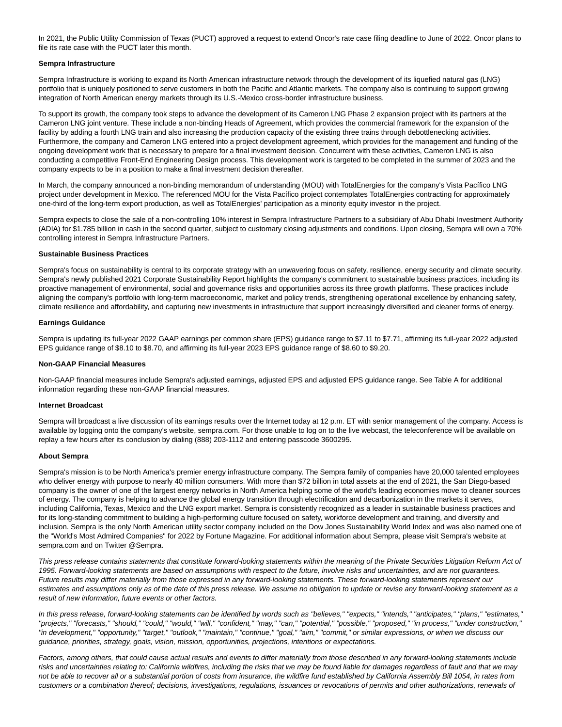In 2021, the Public Utility Commission of Texas (PUCT) approved a request to extend Oncor's rate case filing deadline to June of 2022. Oncor plans to file its rate case with the PUCT later this month.

**Sempra Infrastructure**

Sempra Infrastructure is working to expand its North American infrastructure network through the development of its liquefied natural gas (LNG) portfolio that is uniquely positioned to serve customers in both the Pacific and Atlantic markets. The company also is continuing to support growing integration of North American energy markets through its U.S.-Mexico cross-border infrastructure business.

To support its growth, the company took steps to advance the development of its Cameron LNG Phase 2 expansion project with its partners at the Cameron LNG joint venture. These include a non-binding Heads of Agreement, which provides the commercial framework for the expansion of the facility by adding a fourth LNG train and also increasing the production capacity of the existing three trains through debottlenecking activities. Furthermore, the company and Cameron LNG entered into a project development agreement, which provides for the management and funding of the ongoing development work that is necessary to prepare for a final investment decision. Concurrent with these activities, Cameron LNG is also conducting a competitive Front-End Engineering Design process. This development work is targeted to be completed in the summer of 2023 and the company expects to be in a position to make a final investment decision thereafter.

In March, the company announced a non-binding memorandum of understanding (MOU) with TotalEnergies for the company's Vista Pacífico LNG project under development in Mexico. The referenced MOU for the Vista Pacífico project contemplates TotalEnergies contracting for approximately one-third of the long-term export production, as well as TotalEnergies' participation as a minority equity investor in the project.

Sempra expects to close the sale of a non-controlling 10% interest in Sempra Infrastructure Partners to a subsidiary of Abu Dhabi Investment Authority (ADIA) for $1.785 billion in cash in the second quarter, subject to customary closing adjustments and conditions. Upon closing, Sempra will own a 70% controlling interest in Sempra Infrastructure Partners.

**Sustainable Business Practices**

Sempra's focus on sustainability is central to its corporate strategy with an unwavering focus on safety, resilience, energy security and climate security. Sempra's newly published 2021 Corporate Sustainability Report highlights the company's commitment to sustainable business practices, including its proactive management of environmental, social and governance risks and opportunities across its three growth platforms. These practices include aligning the company's portfolio with long-term macroeconomic, market and policy trends, strengthening operational excellence by enhancing safety, climate resilience and affordability, and capturing new investments in infrastructure that support increasingly diversified and cleaner forms of energy.

**Earnings Guidance**

Sempra is updating its full-year 2022 GAAP earnings per common share (EPS) guidance range to $7.11 to $7.71, affirming its full-year 2022 adjusted EPS guidance range of $8.10 to $8.70, and affirming its full-year 2023 EPS guidance range of $8.60 to $9.20.

**Non-GAAP Financial Measures**

Non-GAAP financial measures include Sempra's adjusted earnings, adjusted EPS and adjusted EPS guidance range. See Table A for additional information regarding these non-GAAP financial measures.

**Internet Broadcast**

Sempra will broadcast a live discussion of its earnings results over the Internet today at 12 p.m. ET with senior management of the company. Access is available by logging onto the company's website, sempra.com. For those unable to log on to the live webcast, the teleconference will be available on replay a few hours after its conclusion by dialing (888) 203-1112 and entering passcode 3600295.

**About Sempra**

Sempra's mission is to be North America's premier energy infrastructure company. The Sempra family of companies have 20,000 talented employees who deliver energy with purpose to nearly 40 million consumers. With more than $72 billion in total assets at the end of 2021, the San Diego-based company is the owner of one of the largest energy networks in North America helping some of the world's leading economies move to cleaner sources of energy. The company is helping to advance the global energy transition through electrification and decarbonization in the markets it serves, including California, Texas, Mexico and the LNG export market. Sempra is consistently recognized as a leader in sustainable business practices and for its long-standing commitment to building a high-performing culture focused on safety, workforce development and training, and diversity and inclusion. Sempra is the only North American utility sector company included on the Dow Jones Sustainability World Index and was also named one of the "World's Most Admired Companies" for 2022 by Fortune Magazine. For additional information about Sempra, please visit Sempra's website at sempra.com and on Twitter @Sempra.

*This press release contains statements that constitute forward-looking statements within the meaning of the Private Securities Litigation Reform Act of 1995. Forward-looking statements are based on assumptions with respect to the future, involve risks and uncertainties, and are not guarantees. Future results may differ materially from those expressed in any forward-looking statements. These forward-looking statements represent our estimates and assumptions only as of the date of this press release. We assume no obligation to update or revise any forward-looking statement as a result of new information, future events or other factors.*

*In this press release, forward-looking statements can be identified by words such as "believes," "expects," "intends," "anticipates," "plans," "estimates," "projects," "forecasts," "should," "could," "would," "will," "confident," "may," "can," "potential," "possible," "proposed," "in process," "under construction," "in development," "opportunity," "target," "outlook," "maintain," "continue," "goal," "aim," "commit," or similar expressions, or when we discuss our guidance, priorities, strategy, goals, vision, mission, opportunities, projections, intentions or expectations.*

*Factors, among others, that could cause actual results and events to differ materially from those described in any forward-looking statements include risks and uncertainties relating to: California wildfires, including the risks that we may be found liable for damages regardless of fault and that we may not be able to recover all or a substantial portion of costs from insurance, the wildfire fund established by California Assembly Bill 1054, in rates from customers or a combination thereof; decisions, investigations, regulations, issuances or revocations of permits and other authorizations, renewals of*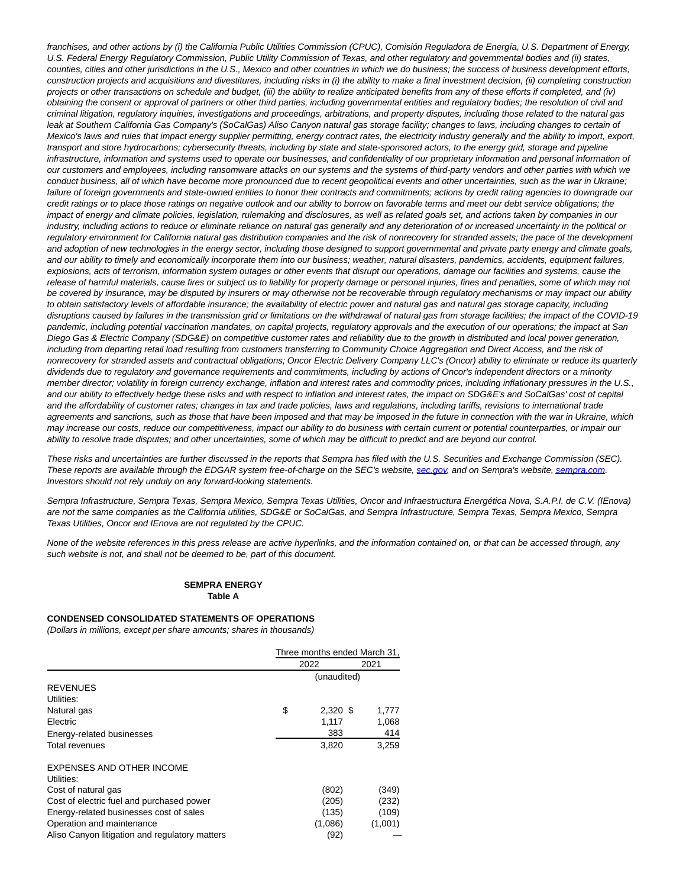*franchises, and other actions by (i) the California Public Utilities Commission (CPUC), Comisión Reguladora de Energía, U.S. Department of Energy, U.S. Federal Energy Regulatory Commission, Public Utility Commission of Texas, and other regulatory and governmental bodies and (ii) states, counties, cities and other jurisdictions in the U.S., Mexico and other countries in which we do business; the success of business development efforts, construction projects and acquisitions and divestitures, including risks in (i) the ability to make a final investment decision, (ii) completing construction projects or other transactions on schedule and budget, (iii) the ability to realize anticipated benefits from any of these efforts if completed, and (iv) obtaining the consent or approval of partners or other third parties, including governmental entities and regulatory bodies; the resolution of civil and criminal litigation, regulatory inquiries, investigations and proceedings, arbitrations, and property disputes, including those related to the natural gas leak at Southern California Gas Company's (SoCalGas) Aliso Canyon natural gas storage facility; changes to laws, including changes to certain of Mexico's laws and rules that impact energy supplier permitting, energy contract rates, the electricity industry generally and the ability to import, export, transport and store hydrocarbons; cybersecurity threats, including by state and state-sponsored actors, to the energy grid, storage and pipeline infrastructure, information and systems used to operate our businesses, and confidentiality of our proprietary information and personal information of our customers and employees, including ransomware attacks on our systems and the systems of third-party vendors and other parties with which we conduct business, all of which have become more pronounced due to recent geopolitical events and other uncertainties, such as the war in Ukraine; failure of foreign governments and state-owned entities to honor their contracts and commitments; actions by credit rating agencies to downgrade our credit ratings or to place those ratings on negative outlook and our ability to borrow on favorable terms and meet our debt service obligations; the impact of energy and climate policies, legislation, rulemaking and disclosures, as well as related goals set, and actions taken by companies in our industry, including actions to reduce or eliminate reliance on natural gas generally and any deterioration of or increased uncertainty in the political or regulatory environment for California natural gas distribution companies and the risk of nonrecovery for stranded assets; the pace of the development and adoption of new technologies in the energy sector, including those designed to support governmental and private party energy and climate goals, and our ability to timely and economically incorporate them into our business; weather, natural disasters, pandemics, accidents, equipment failures, explosions, acts of terrorism, information system outages or other events that disrupt our operations, damage our facilities and systems, cause the release of harmful materials, cause fires or subject us to liability for property damage or personal injuries, fines and penalties, some of which may not be covered by insurance, may be disputed by insurers or may otherwise not be recoverable through regulatory mechanisms or may impact our ability to obtain satisfactory levels of affordable insurance; the availability of electric power and natural gas and natural gas storage capacity, including disruptions caused by failures in the transmission grid or limitations on the withdrawal of natural gas from storage facilities; the impact of the COVID-19 pandemic, including potential vaccination mandates, on capital projects, regulatory approvals and the execution of our operations; the impact at San Diego Gas & Electric Company (SDG&E) on competitive customer rates and reliability due to the growth in distributed and local power generation, including from departing retail load resulting from customers transferring to Community Choice Aggregation and Direct Access, and the risk of nonrecovery for stranded assets and contractual obligations; Oncor Electric Delivery Company LLC's (Oncor) ability to eliminate or reduce its quarterly dividends due to regulatory and governance requirements and commitments, including by actions of Oncor's independent directors or a minority member director; volatility in foreign currency exchange, inflation and interest rates and commodity prices, including inflationary pressures in the U.S., and our ability to effectively hedge these risks and with respect to inflation and interest rates, the impact on SDG&E's and SoCalGas' cost of capital and the affordability of customer rates; changes in tax and trade policies, laws and regulations, including tariffs, revisions to international trade agreements and sanctions, such as those that have been imposed and that may be imposed in the future in connection with the war in Ukraine, which may increase our costs, reduce our competitiveness, impact our ability to do business with certain current or potential counterparties, or impair our ability to resolve trade disputes; and other uncertainties, some of which may be difficult to predict and are beyond our control.*

*These risks and uncertainties are further discussed in the reports that Sempra has filed with the U.S. Securities and Exchange Commission (SEC). These reports are available through the EDGAR system free-of-charge on the SEC's website, sec.gov, and on Sempra's website, sempra.com. Investors should not rely unduly on any forward-looking statements.*

*Sempra Infrastructure, Sempra Texas, Sempra Mexico, Sempra Texas Utilities, Oncor and Infraestructura Energética Nova, S.A.P.I. de C.V. (IEnova) are not the same companies as the California utilities, SDG&E or SoCalGas, and Sempra Infrastructure, Sempra Texas, Sempra Mexico, Sempra Texas Utilities, Oncor and IEnova are not regulated by the CPUC.*

*None of the website references in this press release are active hyperlinks, and the information contained on, or that can be accessed through, any such website is not, and shall not be deemed to be, part of this document.*

**SEMPRA ENERGY**
**Table A**

**CONDENSED CONSOLIDATED STATEMENTS OF OPERATIONS**
*(Dollars in millions, except per share amounts; shares in thousands)*

| | Three months ended March 31, | |
|---|---|---|
| | 2022 | 2021 |
| | (unaudited) | |
| REVENUES | | |
| Utilities: | | |
| Natural gas | $ 2,320 | $ 1,777 |
| Electric | 1,117 | 1,068 |
| Energy-related businesses | 383 | 414 |
| Total revenues | 3,820 | 3,259 |
| | | |
| EXPENSES AND OTHER INCOME | | |
| Utilities: | | |
| Cost of natural gas | (802) | (349) |
| Cost of electric fuel and purchased power | (205) | (232) |
| Energy-related businesses cost of sales | (135) | (109) |
| Operation and maintenance | (1,086) | (1,001) |
| Aliso Canyon litigation and regulatory matters | (92) | — |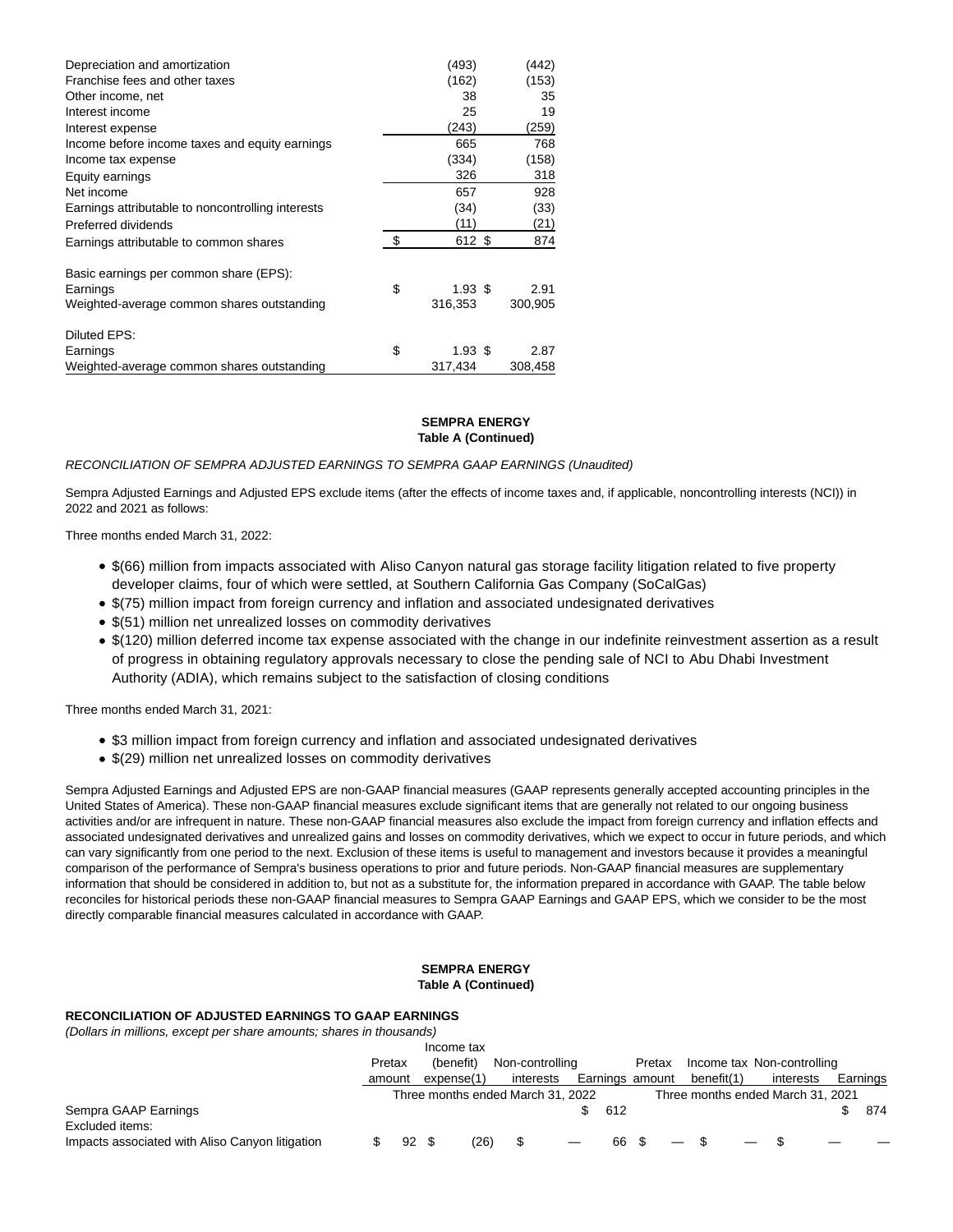| | | |
|---|---|---|
| Depreciation and amortization | (493) | (442) |
| Franchise fees and other taxes | (162) | (153) |
| Other income, net | 38 | 35 |
| Interest income | 25 | 19 |
| Interest expense | (243) | (259) |
| Income before income taxes and equity earnings | 665 | 768 |
| Income tax expense | (334) | (158) |
| Equity earnings | 326 | 318 |
| Net income | 657 | 928 |
| Earnings attributable to noncontrolling interests | (34) | (33) |
| Preferred dividends | (11) | (21) |
| Earnings attributable to common shares | $ 612 | $ 874 |
| | | |
| Basic earnings per common share (EPS): | | |
| Earnings | $ 1.93 | $ 2.91 |
| Weighted-average common shares outstanding | 316,353 | 300,905 |
| | | |
| Diluted EPS: | | |
| Earnings | $ 1.93 | $ 2.87 |
| Weighted-average common shares outstanding | 317,434 | 308,458 |

**SEMPRA ENERGY**
**Table A (Continued)**

*RECONCILIATION OF SEMPRA ADJUSTED EARNINGS TO SEMPRA GAAP EARNINGS (Unaudited)*

Sempra Adjusted Earnings and Adjusted EPS exclude items (after the effects of income taxes and, if applicable, noncontrolling interests (NCI)) in 2022 and 2021 as follows:

Three months ended March 31, 2022:

- $(66) million from impacts associated with Aliso Canyon natural gas storage facility litigation related to five property developer claims, four of which were settled, at Southern California Gas Company (SoCalGas)
- $(75) million impact from foreign currency and inflation and associated undesignated derivatives
- $(51) million net unrealized losses on commodity derivatives
- $(120) million deferred income tax expense associated with the change in our indefinite reinvestment assertion as a result of progress in obtaining regulatory approvals necessary to close the pending sale of NCI to Abu Dhabi Investment Authority (ADIA), which remains subject to the satisfaction of closing conditions

Three months ended March 31, 2021:

- $3 million impact from foreign currency and inflation and associated undesignated derivatives
- $(29) million net unrealized losses on commodity derivatives

Sempra Adjusted Earnings and Adjusted EPS are non-GAAP financial measures (GAAP represents generally accepted accounting principles in the United States of America). These non-GAAP financial measures exclude significant items that are generally not related to our ongoing business activities and/or are infrequent in nature. These non-GAAP financial measures also exclude the impact from foreign currency and inflation effects and associated undesignated derivatives and unrealized gains and losses on commodity derivatives, which we expect to occur in future periods, and which can vary significantly from one period to the next. Exclusion of these items is useful to management and investors because it provides a meaningful comparison of the performance of Sempra's business operations to prior and future periods. Non-GAAP financial measures are supplementary information that should be considered in addition to, but not as a substitute for, the information prepared in accordance with GAAP. The table below reconciles for historical periods these non-GAAP financial measures to Sempra GAAP Earnings and GAAP EPS, which we consider to be the most directly comparable financial measures calculated in accordance with GAAP.

**SEMPRA ENERGY**
**Table A (Continued)**

**RECONCILIATION OF ADJUSTED EARNINGS TO GAAP EARNINGS**
*(Dollars in millions, except per share amounts; shares in thousands)*

| | Pretax amount | Income tax (benefit) expense(1) | Non-controlling interests | Earnings | Pretax amount | Income tax benefit(1) | Non-controlling interests | Earnings |
|---|---|---|---|---|---|---|---|---|
| | Three months ended March 31, 2022 | | | | Three months ended March 31, 2021 | | | |
| Sempra GAAP Earnings | | | | $ 612 | | | | $ 874 |
| Excluded items: | | | | | | | | |
| Impacts associated with Aliso Canyon litigation | $ 92 | $ (26) | $ — | 66 | $ — | $ — | $ — | — |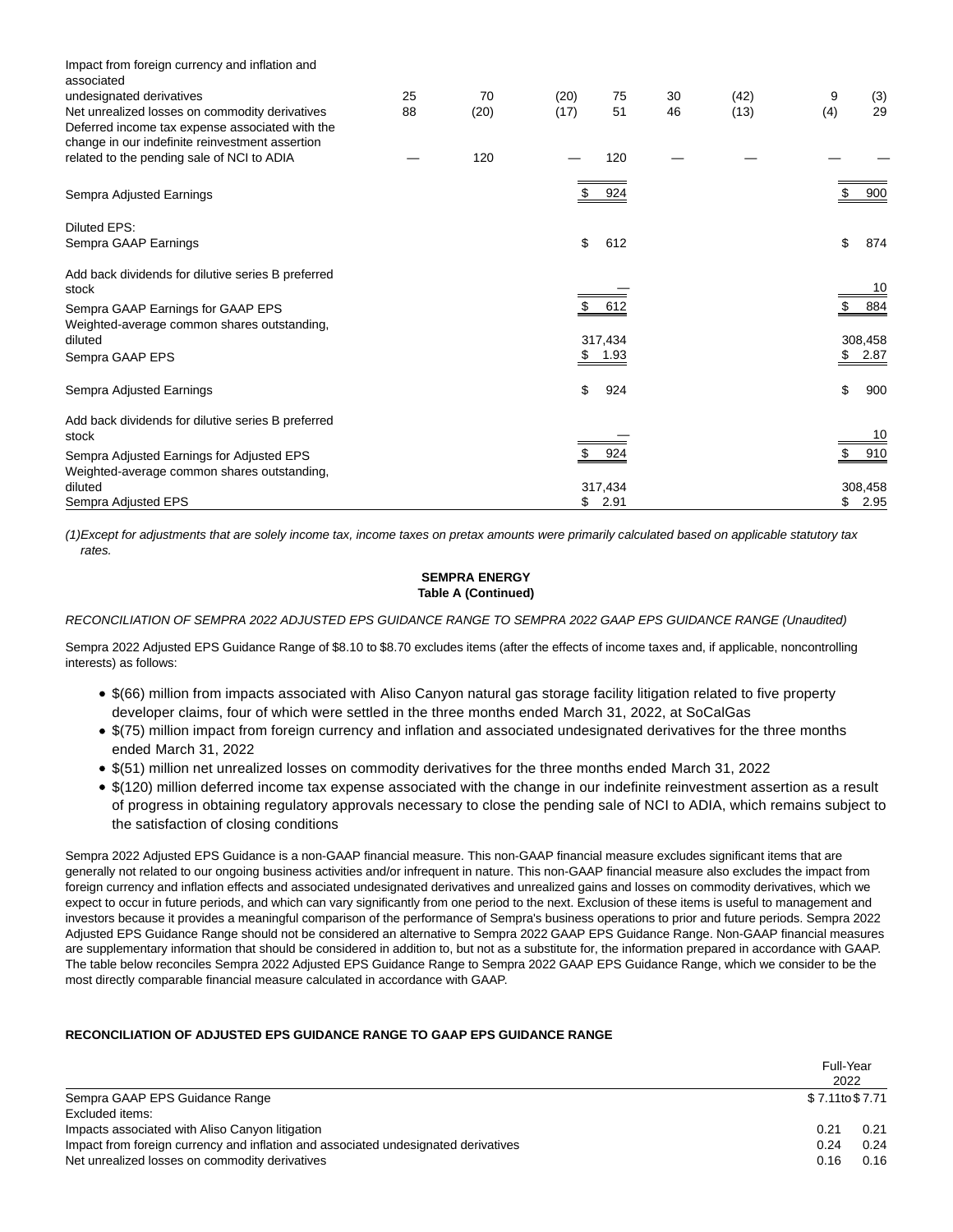| | | | | | | | | |
|---|---|---|---|---|---|---|---|---|
| Impact from foreign currency and inflation and associated undesignated derivatives | 25 | 70 | (20) | 75 | 30 | (42) | 9 | (3) |
| Net unrealized losses on commodity derivatives | 88 | (20) | (17) | 51 | 46 | (13) | (4) | 29 |
| Deferred income tax expense associated with the change in our indefinite reinvestment assertion related to the pending sale of NCI to ADIA | — | 120 | — | 120 | — | — | — | — |
| Sempra Adjusted Earnings | | | | $ 924 | | | | $ 900 |
| Diluted EPS: | | | | | | | | |
| Sempra GAAP Earnings | | | | $ 612 | | | | $ 874 |
| Add back dividends for dilutive series B preferred stock | | | | — | | | | 10 |
| Sempra GAAP Earnings for GAAP EPS | | | | $ 612 | | | | $ 884 |
| Weighted-average common shares outstanding, diluted | | | | 317,434 | | | | 308,458 |
| Sempra GAAP EPS | | | | $ 1.93 | | | | $ 2.87 |
| Sempra Adjusted Earnings | | | | $ 924 | | | | $ 900 |
| Add back dividends for dilutive series B preferred stock | | | | — | | | | 10 |
| Sempra Adjusted Earnings for Adjusted EPS | | | | $ 924 | | | | $ 910 |
| Weighted-average common shares outstanding, diluted | | | | 317,434 | | | | 308,458 |
| Sempra Adjusted EPS | | | | $ 2.91 | | | | $ 2.95 |

*(1)Except for adjustments that are solely income tax, income taxes on pretax amounts were primarily calculated based on applicable statutory tax rates.*

**SEMPRA ENERGY**
**Table A (Continued)**

*RECONCILIATION OF SEMPRA 2022 ADJUSTED EPS GUIDANCE RANGE TO SEMPRA 2022 GAAP EPS GUIDANCE RANGE (Unaudited)*

Sempra 2022 Adjusted EPS Guidance Range of $8.10 to $8.70 excludes items (after the effects of income taxes and, if applicable, noncontrolling interests) as follows:

- $(66) million from impacts associated with Aliso Canyon natural gas storage facility litigation related to five property developer claims, four of which were settled in the three months ended March 31, 2022, at SoCalGas
- $(75) million impact from foreign currency and inflation and associated undesignated derivatives for the three months ended March 31, 2022
- $(51) million net unrealized losses on commodity derivatives for the three months ended March 31, 2022
- $(120) million deferred income tax expense associated with the change in our indefinite reinvestment assertion as a result of progress in obtaining regulatory approvals necessary to close the pending sale of NCI to ADIA, which remains subject to the satisfaction of closing conditions

Sempra 2022 Adjusted EPS Guidance is a non-GAAP financial measure. This non-GAAP financial measure excludes significant items that are generally not related to our ongoing business activities and/or infrequent in nature. This non-GAAP financial measure also excludes the impact from foreign currency and inflation effects and associated undesignated derivatives and unrealized gains and losses on commodity derivatives, which we expect to occur in future periods, and which can vary significantly from one period to the next. Exclusion of these items is useful to management and investors because it provides a meaningful comparison of the performance of Sempra's business operations to prior and future periods. Sempra 2022 Adjusted EPS Guidance Range should not be considered an alternative to Sempra 2022 GAAP EPS Guidance Range. Non-GAAP financial measures are supplementary information that should be considered in addition to, but not as a substitute for, the information prepared in accordance with GAAP. The table below reconciles Sempra 2022 Adjusted EPS Guidance Range to Sempra 2022 GAAP EPS Guidance Range, which we consider to be the most directly comparable financial measure calculated in accordance with GAAP.

**RECONCILIATION OF ADJUSTED EPS GUIDANCE RANGE TO GAAP EPS GUIDANCE RANGE**

| | Full-Year 2022 | | |
|---|---|---|---|
| Sempra GAAP EPS Guidance Range | $ 7.11 | to | $ 7.71 |
| Excluded items: | | | |
| Impacts associated with Aliso Canyon litigation | 0.21 | | 0.21 |
| Impact from foreign currency and inflation and associated undesignated derivatives | 0.24 | | 0.24 |
| Net unrealized losses on commodity derivatives | 0.16 | | 0.16 |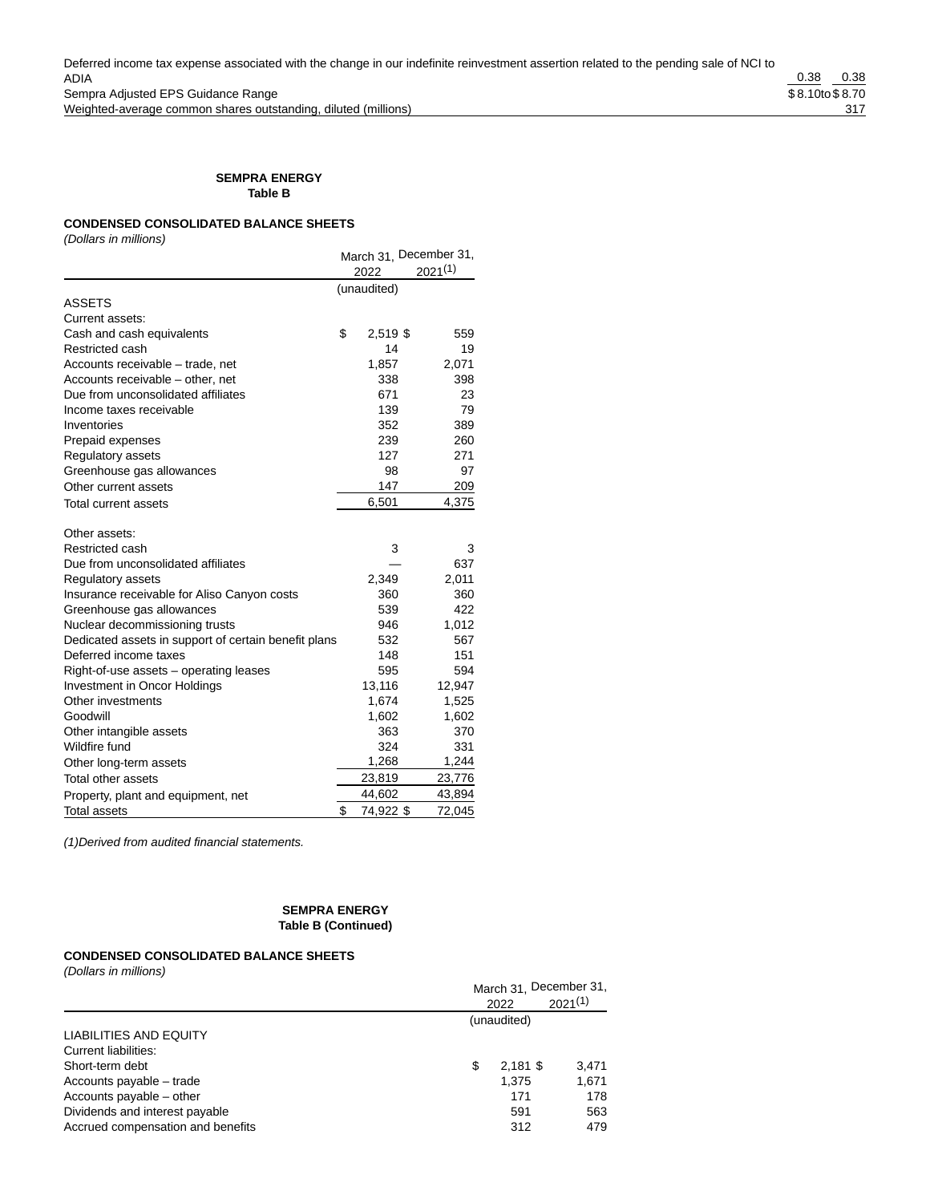| | | |
|---|---|---|
| Deferred income tax expense associated with the change in our indefinite reinvestment assertion related to the pending sale of NCI to ADIA | 0.38 | 0.38 |
| Sempra Adjusted EPS Guidance Range | $ 8.10 to | $ 8.70 |
| Weighted-average common shares outstanding, diluted (millions) | | 317 |

**SEMPRA ENERGY**
**Table B**

**CONDENSED CONSOLIDATED BALANCE SHEETS**
*(Dollars in millions)*

| | March 31, 2022 | December 31, 2021[(1)] |
|---|---|---|
| | (unaudited) | |
| ASSETS | | |
| Current assets: | | |
| Cash and cash equivalents | $ 2,519 | $ 559 |
| Restricted cash | 14 | 19 |
| Accounts receivable – trade, net | 1,857 | 2,071 |
| Accounts receivable – other, net | 338 | 398 |
| Due from unconsolidated affiliates | 671 | 23 |
| Income taxes receivable | 139 | 79 |
| Inventories | 352 | 389 |
| Prepaid expenses | 239 | 260 |
| Regulatory assets | 127 | 271 |
| Greenhouse gas allowances | 98 | 97 |
| Other current assets | 147 | 209 |
| Total current assets | 6,501 | 4,375 |
| | | |
| Other assets: | | |
| Restricted cash | 3 | 3 |
| Due from unconsolidated affiliates | — | 637 |
| Regulatory assets | 2,349 | 2,011 |
| Insurance receivable for Aliso Canyon costs | 360 | 360 |
| Greenhouse gas allowances | 539 | 422 |
| Nuclear decommissioning trusts | 946 | 1,012 |
| Dedicated assets in support of certain benefit plans | 532 | 567 |
| Deferred income taxes | 148 | 151 |
| Right-of-use assets – operating leases | 595 | 594 |
| Investment in Oncor Holdings | 13,116 | 12,947 |
| Other investments | 1,674 | 1,525 |
| Goodwill | 1,602 | 1,602 |
| Other intangible assets | 363 | 370 |
| Wildfire fund | 324 | 331 |
| Other long-term assets | 1,268 | 1,244 |
| Total other assets | 23,819 | 23,776 |
| Property, plant and equipment, net | 44,602 | 43,894 |
| Total assets | $ 74,922 | $ 72,045 |

*(1)Derived from audited financial statements.*

**SEMPRA ENERGY**
**Table B (Continued)**

**CONDENSED CONSOLIDATED BALANCE SHEETS**
*(Dollars in millions)*

| | March 31, 2022 | December 31, 2021[(1)] |
|---|---|---|
| | (unaudited) | |
| LIABILITIES AND EQUITY | | |
| Current liabilities: | | |
| Short-term debt | $ 2,181 | $ 3,471 |
| Accounts payable – trade | 1,375 | 1,671 |
| Accounts payable – other | 171 | 178 |
| Dividends and interest payable | 591 | 563 |
| Accrued compensation and benefits | 312 | 479 |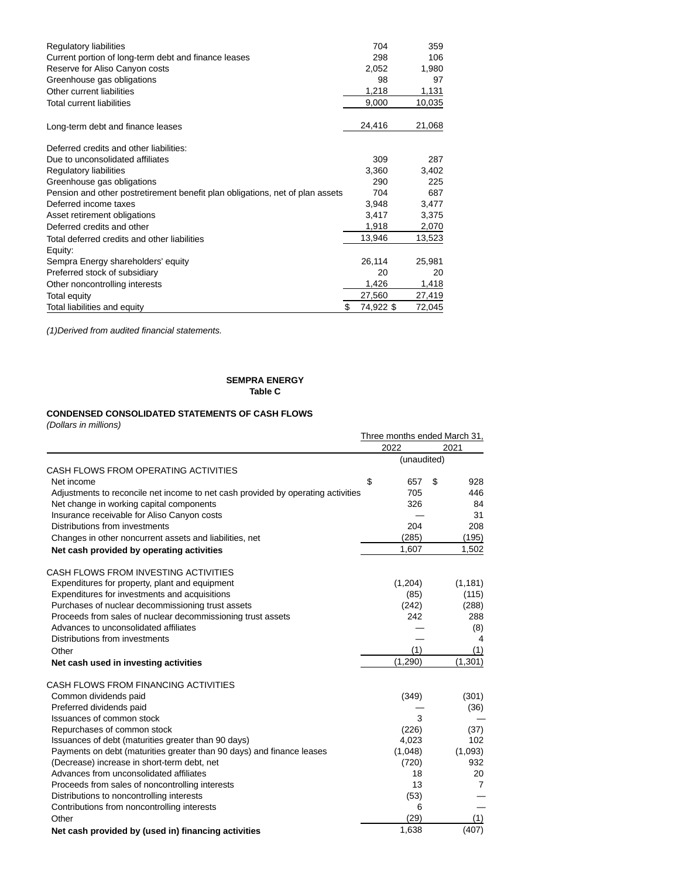| | | |
|---|---|---|
| Regulatory liabilities | 704 | 359 |
| Current portion of long-term debt and finance leases | 298 | 106 |
| Reserve for Aliso Canyon costs | 2,052 | 1,980 |
| Greenhouse gas obligations | 98 | 97 |
| Other current liabilities | 1,218 | 1,131 |
| Total current liabilities | 9,000 | 10,035 |
| | | |
| Long-term debt and finance leases | 24,416 | 21,068 |
| | | |
| Deferred credits and other liabilities: | | |
| Due to unconsolidated affiliates | 309 | 287 |
| Regulatory liabilities | 3,360 | 3,402 |
| Greenhouse gas obligations | 290 | 225 |
| Pension and other postretirement benefit plan obligations, net of plan assets | 704 | 687 |
| Deferred income taxes | 3,948 | 3,477 |
| Asset retirement obligations | 3,417 | 3,375 |
| Deferred credits and other | 1,918 | 2,070 |
| Total deferred credits and other liabilities | 13,946 | 13,523 |
| Equity: | | |
| Sempra Energy shareholders' equity | 26,114 | 25,981 |
| Preferred stock of subsidiary | 20 | 20 |
| Other noncontrolling interests | 1,426 | 1,418 |
| Total equity | 27,560 | 27,419 |
| Total liabilities and equity | $ 74,922 | $ 72,045 |

*(1)Derived from audited financial statements.*

**SEMPRA ENERGY**
**Table C**

**CONDENSED CONSOLIDATED STATEMENTS OF CASH FLOWS**
*(Dollars in millions)*

| | Three months ended March 31, | |
|---|---|---|
| | 2022 | 2021 |
| | (unaudited) | |
| CASH FLOWS FROM OPERATING ACTIVITIES | | |
| Net income | $ 657 | $ 928 |
| Adjustments to reconcile net income to net cash provided by operating activities | 705 | 446 |
| Net change in working capital components | 326 | 84 |
| Insurance receivable for Aliso Canyon costs | — | 31 |
| Distributions from investments | 204 | 208 |
| Changes in other noncurrent assets and liabilities, net | (285) | (195) |
| **Net cash provided by operating activities** | 1,607 | 1,502 |
| | | |
| CASH FLOWS FROM INVESTING ACTIVITIES | | |
| Expenditures for property, plant and equipment | (1,204) | (1,181) |
| Expenditures for investments and acquisitions | (85) | (115) |
| Purchases of nuclear decommissioning trust assets | (242) | (288) |
| Proceeds from sales of nuclear decommissioning trust assets | 242 | 288 |
| Advances to unconsolidated affiliates | — | (8) |
| Distributions from investments | — | 4 |
| Other | (1) | (1) |
| **Net cash used in investing activities** | (1,290) | (1,301) |
| | | |
| CASH FLOWS FROM FINANCING ACTIVITIES | | |
| Common dividends paid | (349) | (301) |
| Preferred dividends paid | — | (36) |
| Issuances of common stock | 3 | — |
| Repurchases of common stock | (226) | (37) |
| Issuances of debt (maturities greater than 90 days) | 4,023 | 102 |
| Payments on debt (maturities greater than 90 days) and finance leases | (1,048) | (1,093) |
| (Decrease) increase in short-term debt, net | (720) | 932 |
| Advances from unconsolidated affiliates | 18 | 20 |
| Proceeds from sales of noncontrolling interests | 13 | 7 |
| Distributions to noncontrolling interests | (53) | — |
| Contributions from noncontrolling interests | 6 | — |
| Other | (29) | (1) |
| **Net cash provided by (used in) financing activities** | 1,638 | (407) |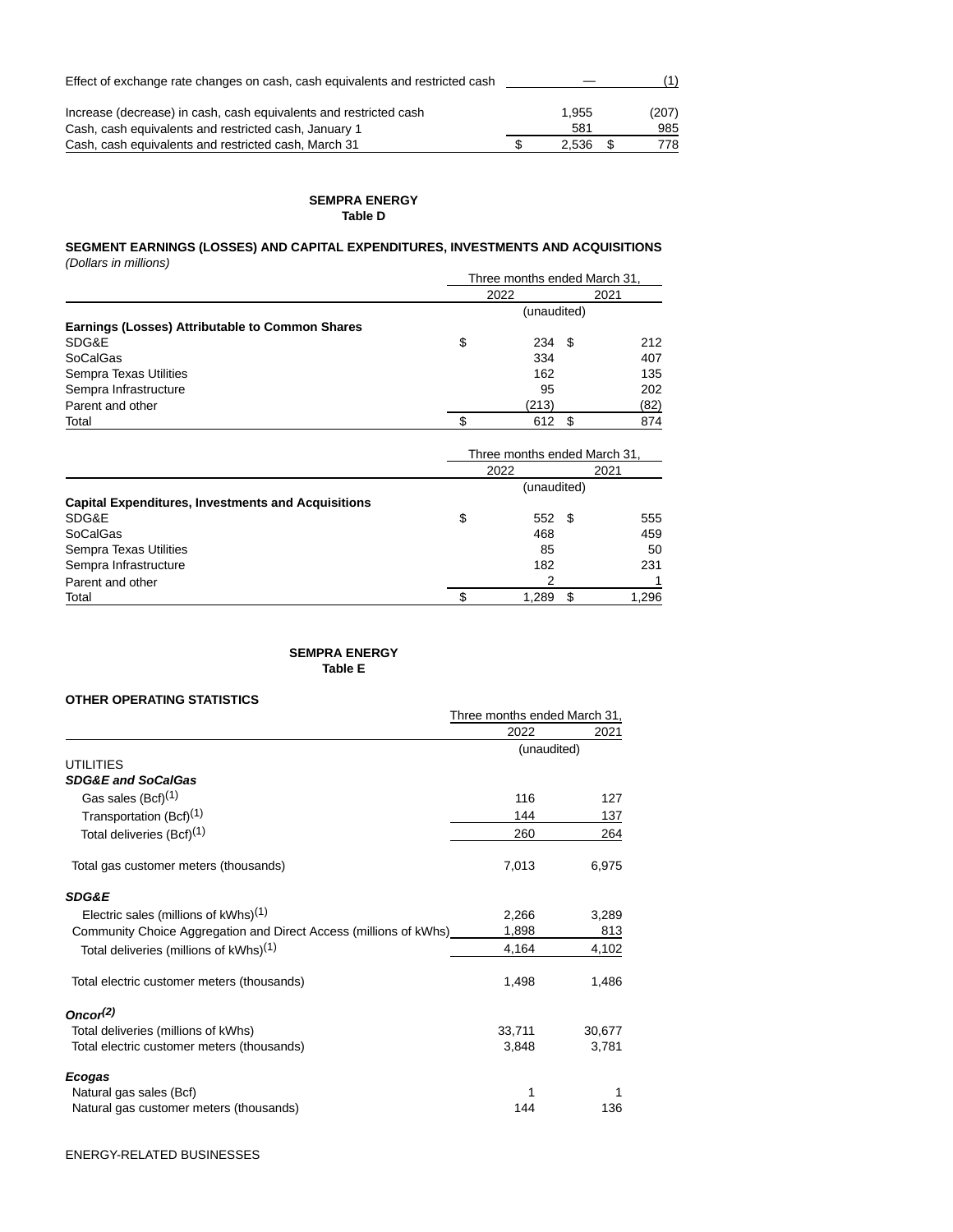| | | |
|---|---|---|
| Effect of exchange rate changes on cash, cash equivalents and restricted cash | — | (1) |
| Increase (decrease) in cash, cash equivalents and restricted cash | 1,955 | (207) |
| Cash, cash equivalents and restricted cash, January 1 | 581 | 985 |
| Cash, cash equivalents and restricted cash, March 31 | $ 2,536 | $ 778 |

**SEMPRA ENERGY**
**Table D**

**SEGMENT EARNINGS (LOSSES) AND CAPITAL EXPENDITURES, INVESTMENTS AND ACQUISITIONS**
*(Dollars in millions)*

| | Three months ended March 31, | |
|---|---|---|
| | 2022 | 2021 |
| | (unaudited) | |
| **Earnings (Losses) Attributable to Common Shares** | | |
| SDG&E | $ 234 | $ 212 |
| SoCalGas | 334 | 407 |
| Sempra Texas Utilities | 162 | 135 |
| Sempra Infrastructure | 95 | 202 |
| Parent and other | (213) | (82) |
| Total | $ 612 | $ 874 |

| | Three months ended March 31, | |
|---|---|---|
| | 2022 | 2021 |
| | (unaudited) | |
| **Capital Expenditures, Investments and Acquisitions** | | |
| SDG&E | $ 552 | $ 555 |
| SoCalGas | 468 | 459 |
| Sempra Texas Utilities | 85 | 50 |
| Sempra Infrastructure | 182 | 231 |
| Parent and other | 2 | 1 |
| Total | $ 1,289 | $ 1,296 |

**SEMPRA ENERGY**
**Table E**

**OTHER OPERATING STATISTICS**

| | Three months ended March 31, | |
|---|---|---|
| | 2022 | 2021 |
| | (unaudited) | |
| UTILITIES | | |
| ***SDG&E and SoCalGas*** | | |
| Gas sales (Bcf)[(1)] | 116 | 127 |
| Transportation (Bcf)[(1)] | 144 | 137 |
| Total deliveries (Bcf)[(1)] | 260 | 264 |
| Total gas customer meters (thousands) | 7,013 | 6,975 |
| ***SDG&E*** | | |
| Electric sales (millions of kWhs)[(1)] | 2,266 | 3,289 |
| Community Choice Aggregation and Direct Access (millions of kWhs) | 1,898 | 813 |
| Total deliveries (millions of kWhs)[(1)] | 4,164 | 4,102 |
| Total electric customer meters (thousands) | 1,498 | 1,486 |
| ***Oncor[(2)]*** | | |
| Total deliveries (millions of kWhs) | 33,711 | 30,677 |
| Total electric customer meters (thousands) | 3,848 | 3,781 |
| ***Ecogas*** | | |
| Natural gas sales (Bcf) | 1 | 1 |
| Natural gas customer meters (thousands) | 144 | 136 |

ENERGY-RELATED BUSINESSES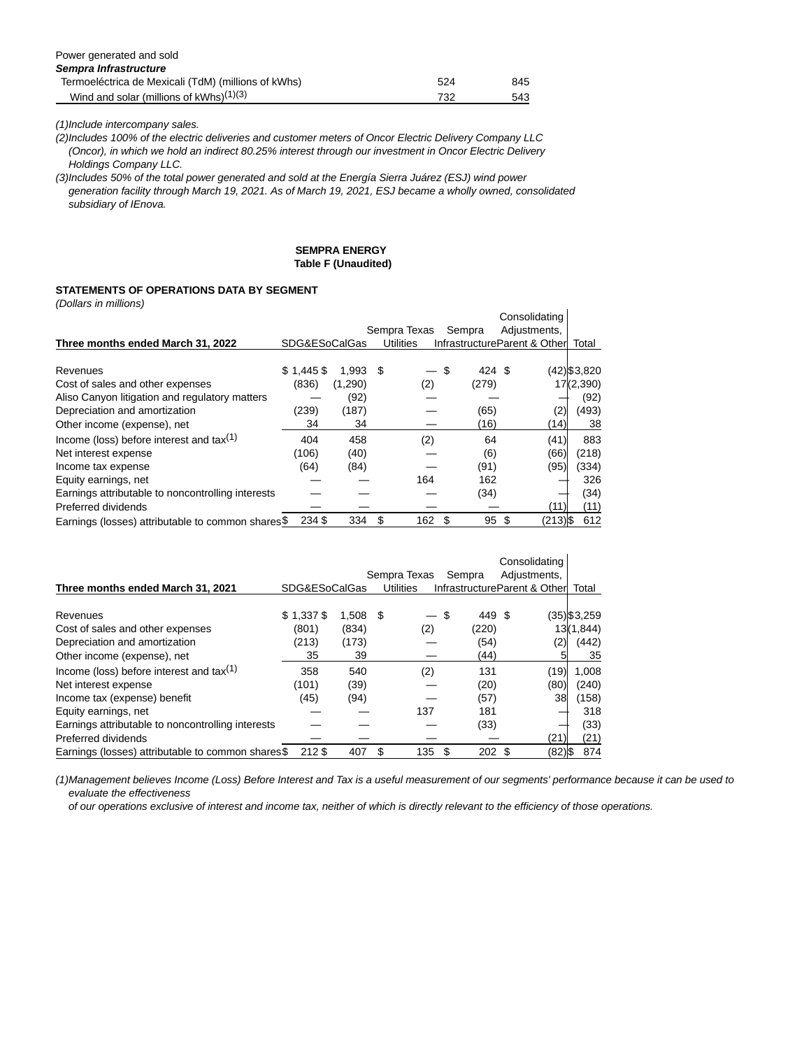| Power generated and sold | | |
|---|---|---|
| ***Sempra Infrastructure*** | | |
| Termoeléctrica de Mexicali (TdM) (millions of kWhs) | 524 | 845 |
| Wind and solar (millions of kWhs)(1)(3) | 732 | 543 |

*(1)Include intercompany sales.*

*(2)Includes 100% of the electric deliveries and customer meters of Oncor Electric Delivery Company LLC (Oncor), in which we hold an indirect 80.25% interest through our investment in Oncor Electric Delivery Holdings Company LLC.*

*(3)Includes 50% of the total power generated and sold at the Energía Sierra Juárez (ESJ) wind power generation facility through March 19, 2021. As of March 19, 2021, ESJ became a wholly owned, consolidated subsidiary of IEnova.*

**SEMPRA ENERGY**
**Table F (Unaudited)**

**STATEMENTS OF OPERATIONS DATA BY SEGMENT**

*(Dollars in millions)*

| Three months ended March 31, 2022 | SDG&E | SoCalGas | Sempra Texas Utilities | Sempra Infrastructure | Consolidating Adjustments, Parent & Other | Total |
|---|---|---|---|---|---|---|
| Revenues | $ 1,445 | $ 1,993 | $ — | $ 424 | $ (42) | $ 3,820 |
| Cost of sales and other expenses | (836) | (1,290) | (2) | (279) | 17 | (2,390) |
| Aliso Canyon litigation and regulatory matters | — | (92) | — | — | — | (92) |
| Depreciation and amortization | (239) | (187) | — | (65) | (2) | (493) |
| Other income (expense), net | 34 | 34 | — | (16) | (14) | 38 |
| Income (loss) before interest and tax(1) | 404 | 458 | (2) | 64 | (41) | 883 |
| Net interest expense | (106) | (40) | — | (6) | (66) | (218) |
| Income tax expense | (64) | (84) | — | (91) | (95) | (334) |
| Equity earnings, net | — | — | 164 | 162 | — | 326 |
| Earnings attributable to noncontrolling interests | — | — | — | (34) | — | (34) |
| Preferred dividends | — | — | — | — | (11) | (11) |
| Earnings (losses) attributable to common shares | $ 234 | $ 334 | $ 162 | $ 95 | $ (213) | $ 612 |

| Three months ended March 31, 2021 | SDG&E | SoCalGas | Sempra Texas Utilities | Sempra Infrastructure | Consolidating Adjustments, Parent & Other | Total |
|---|---|---|---|---|---|---|
| Revenues | $ 1,337 | $ 1,508 | $ — | $ 449 | $ (35) | $ 3,259 |
| Cost of sales and other expenses | (801) | (834) | (2) | (220) | 13 | (1,844) |
| Depreciation and amortization | (213) | (173) | — | (54) | (2) | (442) |
| Other income (expense), net | 35 | 39 | — | (44) | 5 | 35 |
| Income (loss) before interest and tax(1) | 358 | 540 | (2) | 131 | (19) | 1,008 |
| Net interest expense | (101) | (39) | — | (20) | (80) | (240) |
| Income tax (expense) benefit | (45) | (94) | — | (57) | 38 | (158) |
| Equity earnings, net | — | — | 137 | 181 | — | 318 |
| Earnings attributable to noncontrolling interests | — | — | — | (33) | — | (33) |
| Preferred dividends | — | — | — | — | (21) | (21) |
| Earnings (losses) attributable to common shares | $ 212 | $ 407 | $ 135 | $ 202 | $ (82) | $ 874 |

*(1)Management believes Income (Loss) Before Interest and Tax is a useful measurement of our segments' performance because it can be used to evaluate the effectiveness of our operations exclusive of interest and income tax, neither of which is directly relevant to the efficiency of those operations.*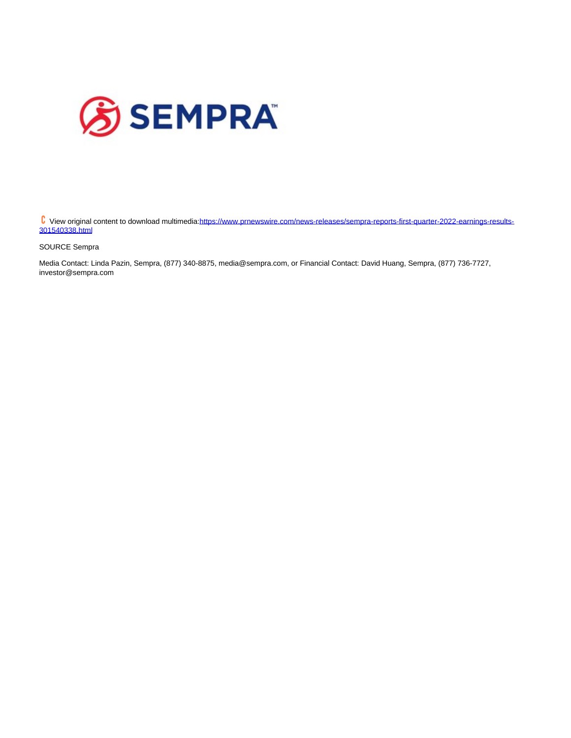View original content to download multimedia:https://www.prnewswire.com/news-releases/sempra-reports-first-quarter-2022-earnings-results-301540338.html

SOURCE Sempra

Media Contact: Linda Pazin, Sempra, (877) 340-8875, media@sempra.com, or Financial Contact: David Huang, Sempra, (877) 736-7727, investor@sempra.com